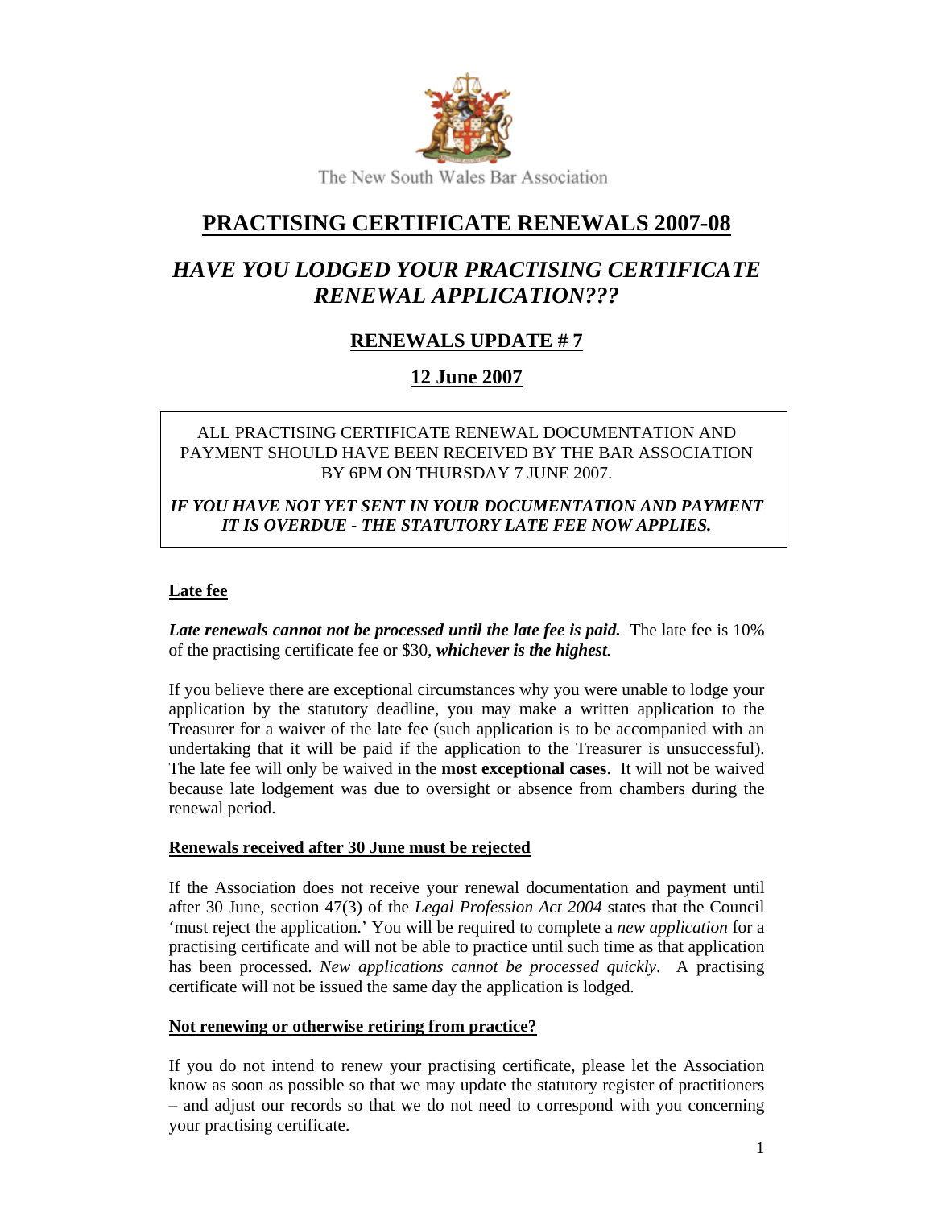The New South Wales Bar Association

# PRACTISING CERTIFICATE RENEWALS 2007-08

## *HAVE YOU LODGED YOUR PRACTISING CERTIFICATE RENEWAL APPLICATION???*

## RENEWALS UPDATE # 7

## 12 June 2007

ALL PRACTISING CERTIFICATE RENEWAL DOCUMENTATION AND PAYMENT SHOULD HAVE BEEN RECEIVED BY THE BAR ASSOCIATION BY 6PM ON THURSDAY 7 JUNE 2007.

***IF YOU HAVE NOT YET SENT IN YOUR DOCUMENTATION AND PAYMENT IT IS OVERDUE - THE STATUTORY LATE FEE NOW APPLIES.***

### Late fee

***Late renewals cannot not be processed until the late fee is paid.*** The late fee is 10% of the practising certificate fee or $30, ***whichever is the highest***.

If you believe there are exceptional circumstances why you were unable to lodge your application by the statutory deadline, you may make a written application to the Treasurer for a waiver of the late fee (such application is to be accompanied with an undertaking that it will be paid if the application to the Treasurer is unsuccessful). The late fee will only be waived in the **most exceptional cases**. It will not be waived because late lodgement was due to oversight or absence from chambers during the renewal period.

### Renewals received after 30 June must be rejected

If the Association does not receive your renewal documentation and payment until after 30 June, section 47(3) of the *Legal Profession Act 2004* states that the Council 'must reject the application.' You will be required to complete a *new application* for a practising certificate and will not be able to practice until such time as that application has been processed. *New applications cannot be processed quickly*. A practising certificate will not be issued the same day the application is lodged.

### Not renewing or otherwise retiring from practice?

If you do not intend to renew your practising certificate, please let the Association know as soon as possible so that we may update the statutory register of practitioners – and adjust our records so that we do not need to correspond with you concerning your practising certificate.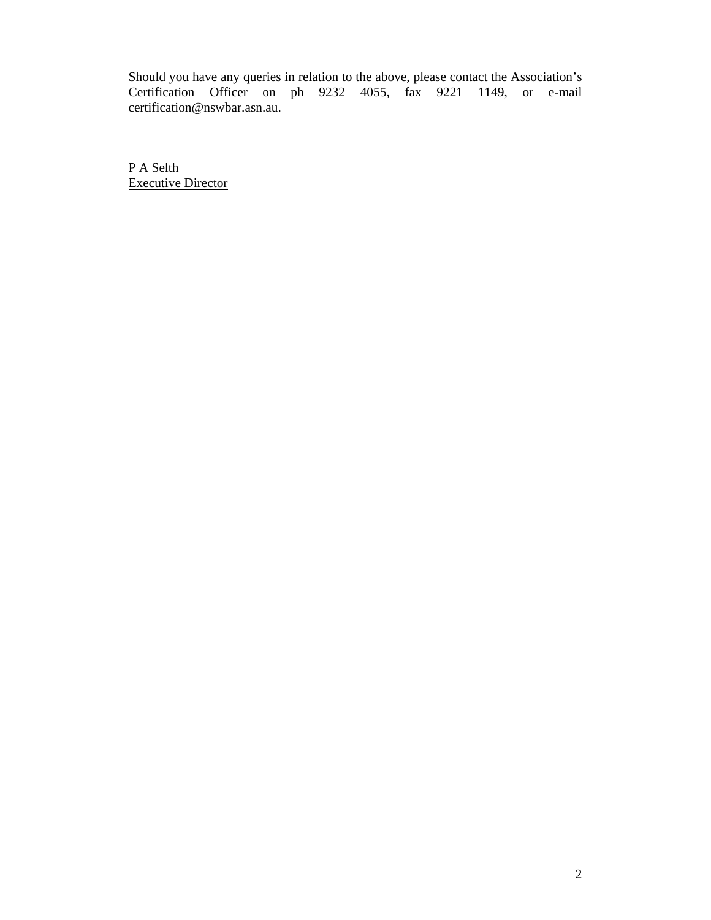Should you have any queries in relation to the above, please contact the Association's Certification Officer on ph 9232 4055, fax 9221 1149, or e-mail certification@nswbar.asn.au.

P A Selth
Executive Director